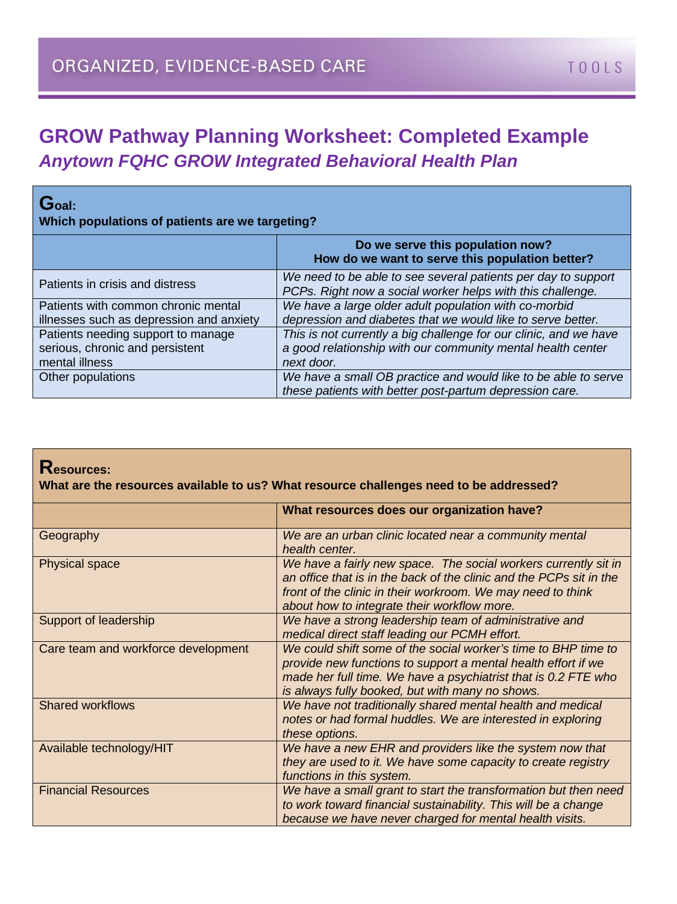# GROW Pathway Planning Worksheet: Completed Example

## *Anytown FQHC GROW Integrated Behavioral Health Plan*

**Goal:**
**Which populations of patients are we targeting?**

| | **Do we serve this population now? How do we want to serve this population better?** |
|---|---|
| Patients in crisis and distress | *We need to be able to see several patients per day to support PCPs. Right now a social worker helps with this challenge.* |
| Patients with common chronic mental illnesses such as depression and anxiety | *We have a large older adult population with co-morbid depression and diabetes that we would like to serve better.* |
| Patients needing support to manage serious, chronic and persistent mental illness | *This is not currently a big challenge for our clinic, and we have a good relationship with our community mental health center next door.* |
| Other populations | *We have a small OB practice and would like to be able to serve these patients with better post-partum depression care.* |

**Resources:**
**What are the resources available to us? What resource challenges need to be addressed?**

| | **What resources does our organization have?** |
|---|---|
| Geography | *We are an urban clinic located near a community mental health center.* |
| Physical space | *We have a fairly new space. The social workers currently sit in an office that is in the back of the clinic and the PCPs sit in the front of the clinic in their workroom. We may need to think about how to integrate their workflow more.* |
| Support of leadership | *We have a strong leadership team of administrative and medical direct staff leading our PCMH effort.* |
| Care team and workforce development | *We could shift some of the social worker's time to BHP time to provide new functions to support a mental health effort if we made her full time. We have a psychiatrist that is 0.2 FTE who is always fully booked, but with many no shows.* |
| Shared workflows | *We have not traditionally shared mental health and medical notes or had formal huddles. We are interested in exploring these options.* |
| Available technology/HIT | *We have a new EHR and providers like the system now that they are used to it. We have some capacity to create registry functions in this system.* |
| Financial Resources | *We have a small grant to start the transformation but then need to work toward financial sustainability. This will be a change because we have never charged for mental health visits.* |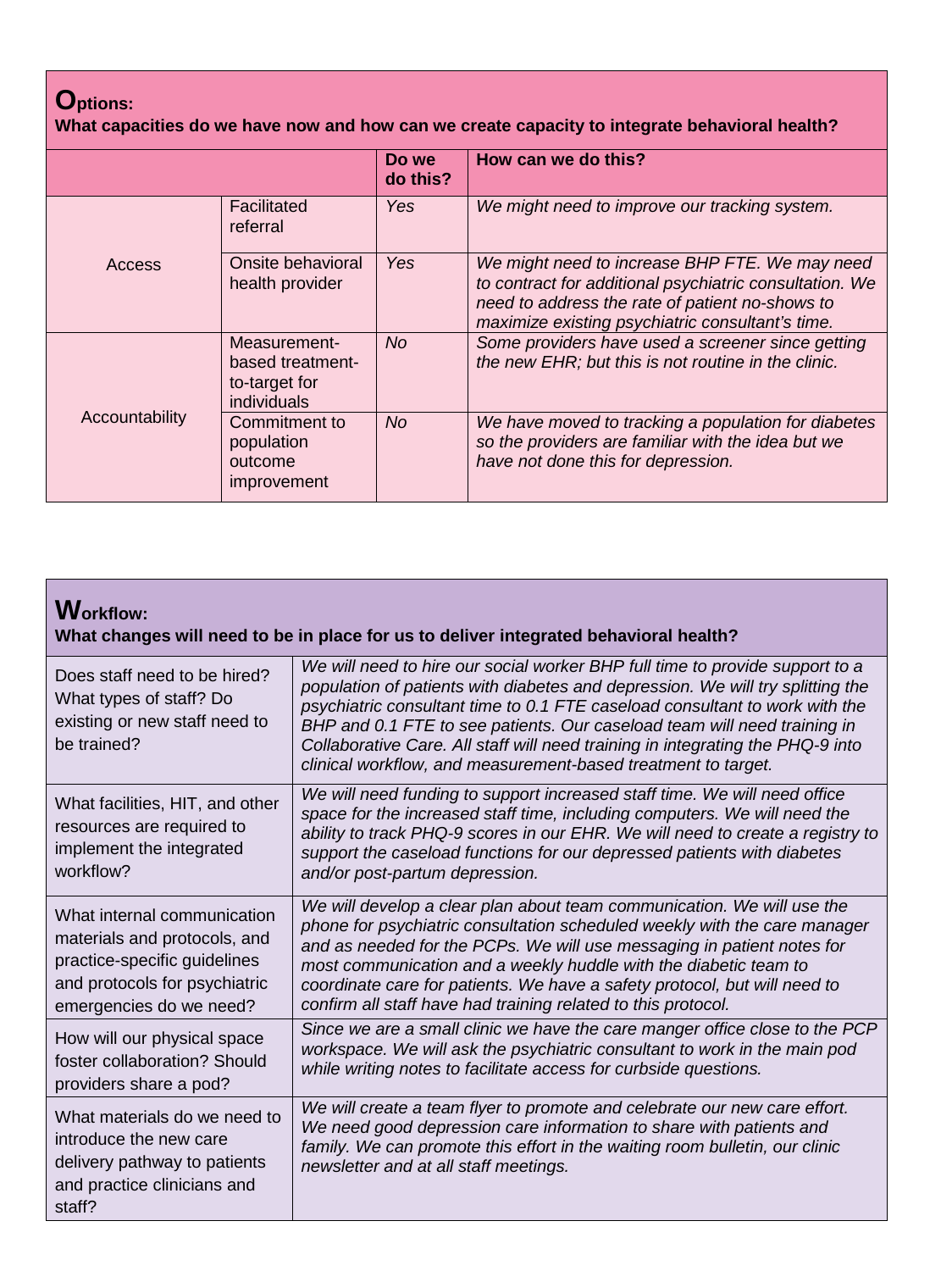## **O**ptions:

**What capacities do we have now and how can we create capacity to integrate behavioral health?**

| | | **Do we do this?** | **How can we do this?** |
|---|---|---|---|
| Access | Facilitated referral | *Yes* | *We might need to improve our tracking system.* |
| | Onsite behavioral health provider | *Yes* | *We might need to increase BHP FTE. We may need to contract for additional psychiatric consultation. We need to address the rate of patient no-shows to maximize existing psychiatric consultant's time.* |
| Accountability | Measurement-based treatment-to-target for individuals | *No* | *Some providers have used a screener since getting the new EHR; but this is not routine in the clinic.* |
| | Commitment to population outcome improvement | *No* | *We have moved to tracking a population for diabetes so the providers are familiar with the idea but we have not done this for depression.* |

## **W**orkflow:

**What changes will need to be in place for us to deliver integrated behavioral health?**

| | |
|---|---|
| Does staff need to be hired? What types of staff? Do existing or new staff need to be trained? | *We will need to hire our social worker BHP full time to provide support to a population of patients with diabetes and depression. We will try splitting the psychiatric consultant time to 0.1 FTE caseload consultant to work with the BHP and 0.1 FTE to see patients. Our caseload team will need training in Collaborative Care. All staff will need training in integrating the PHQ-9 into clinical workflow, and measurement-based treatment to target.* |
| What facilities, HIT, and other resources are required to implement the integrated workflow? | *We will need funding to support increased staff time. We will need office space for the increased staff time, including computers. We will need the ability to track PHQ-9 scores in our EHR. We will need to create a registry to support the caseload functions for our depressed patients with diabetes and/or post-partum depression.* |
| What internal communication materials and protocols, and practice-specific guidelines and protocols for psychiatric emergencies do we need? | *We will develop a clear plan about team communication. We will use the phone for psychiatric consultation scheduled weekly with the care manager and as needed for the PCPs. We will use messaging in patient notes for most communication and a weekly huddle with the diabetic team to coordinate care for patients. We have a safety protocol, but will need to confirm all staff have had training related to this protocol.* |
| How will our physical space foster collaboration? Should providers share a pod? | *Since we are a small clinic we have the care manger office close to the PCP workspace. We will ask the psychiatric consultant to work in the main pod while writing notes to facilitate access for curbside questions.* |
| What materials do we need to introduce the new care delivery pathway to patients and practice clinicians and staff? | *We will create a team flyer to promote and celebrate our new care effort. We need good depression care information to share with patients and family. We can promote this effort in the waiting room bulletin, our clinic newsletter and at all staff meetings.* |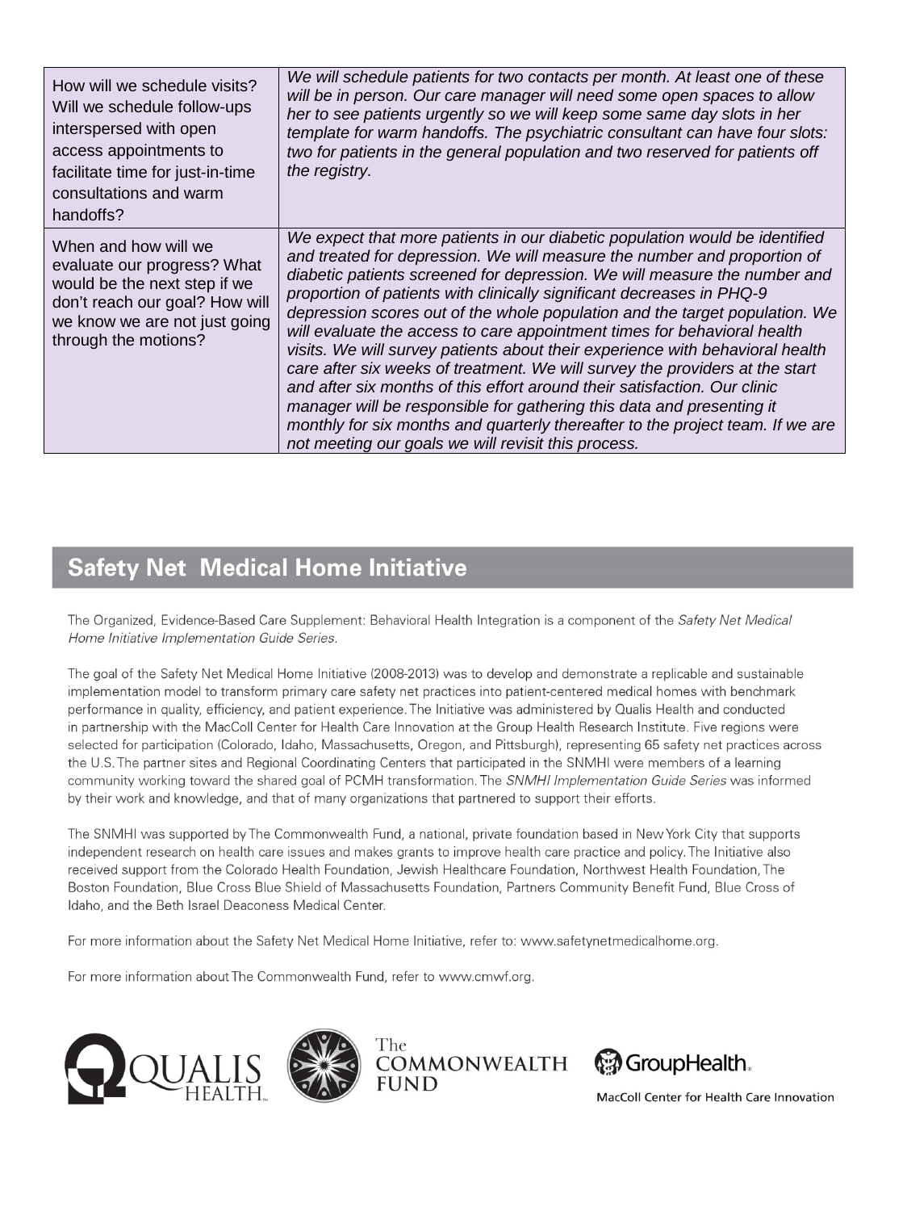| | |
|---|---|
| How will we schedule visits? Will we schedule follow-ups interspersed with open access appointments to facilitate time for just-in-time consultations and warm handoffs? | *We will schedule patients for two contacts per month. At least one of these will be in person. Our care manager will need some open spaces to allow her to see patients urgently so we will keep some same day slots in her template for warm handoffs. The psychiatric consultant can have four slots: two for patients in the general population and two reserved for patients off the registry.* |
| When and how will we evaluate our progress? What would be the next step if we don't reach our goal? How will we know we are not just going through the motions? | *We expect that more patients in our diabetic population would be identified and treated for depression. We will measure the number and proportion of diabetic patients screened for depression. We will measure the number and proportion of patients with clinically significant decreases in PHQ-9 depression scores out of the whole population and the target population. We will evaluate the access to care appointment times for behavioral health visits. We will survey patients about their experience with behavioral health care after six weeks of treatment. We will survey the providers at the start and after six months of this effort around their satisfaction. Our clinic manager will be responsible for gathering this data and presenting it monthly for six months and quarterly thereafter to the project team. If we are not meeting our goals we will revisit this process.* |

## Safety Net Medical Home Initiative

The Organized, Evidence-Based Care Supplement: Behavioral Health Integration is a component of the *Safety Net Medical Home Initiative Implementation Guide Series.*

The goal of the Safety Net Medical Home Initiative (2008-2013) was to develop and demonstrate a replicable and sustainable implementation model to transform primary care safety net practices into patient-centered medical homes with benchmark performance in quality, efficiency, and patient experience. The Initiative was administered by Qualis Health and conducted in partnership with the MacColl Center for Health Care Innovation at the Group Health Research Institute. Five regions were selected for participation (Colorado, Idaho, Massachusetts, Oregon, and Pittsburgh), representing 65 safety net practices across the U.S. The partner sites and Regional Coordinating Centers that participated in the SNMHI were members of a learning community working toward the shared goal of PCMH transformation. The *SNMHI Implementation Guide Series* was informed by their work and knowledge, and that of many organizations that partnered to support their efforts.

The SNMHI was supported by The Commonwealth Fund, a national, private foundation based in New York City that supports independent research on health care issues and makes grants to improve health care practice and policy. The Initiative also received support from the Colorado Health Foundation, Jewish Healthcare Foundation, Northwest Health Foundation, The Boston Foundation, Blue Cross Blue Shield of Massachusetts Foundation, Partners Community Benefit Fund, Blue Cross of Idaho, and the Beth Israel Deaconess Medical Center.

For more information about the Safety Net Medical Home Initiative, refer to: www.safetynetmedicalhome.org.

For more information about The Commonwealth Fund, refer to www.cmwf.org.

QUALIS HEALTH

The COMMONWEALTH FUND

GroupHealth

MacColl Center for Health Care Innovation